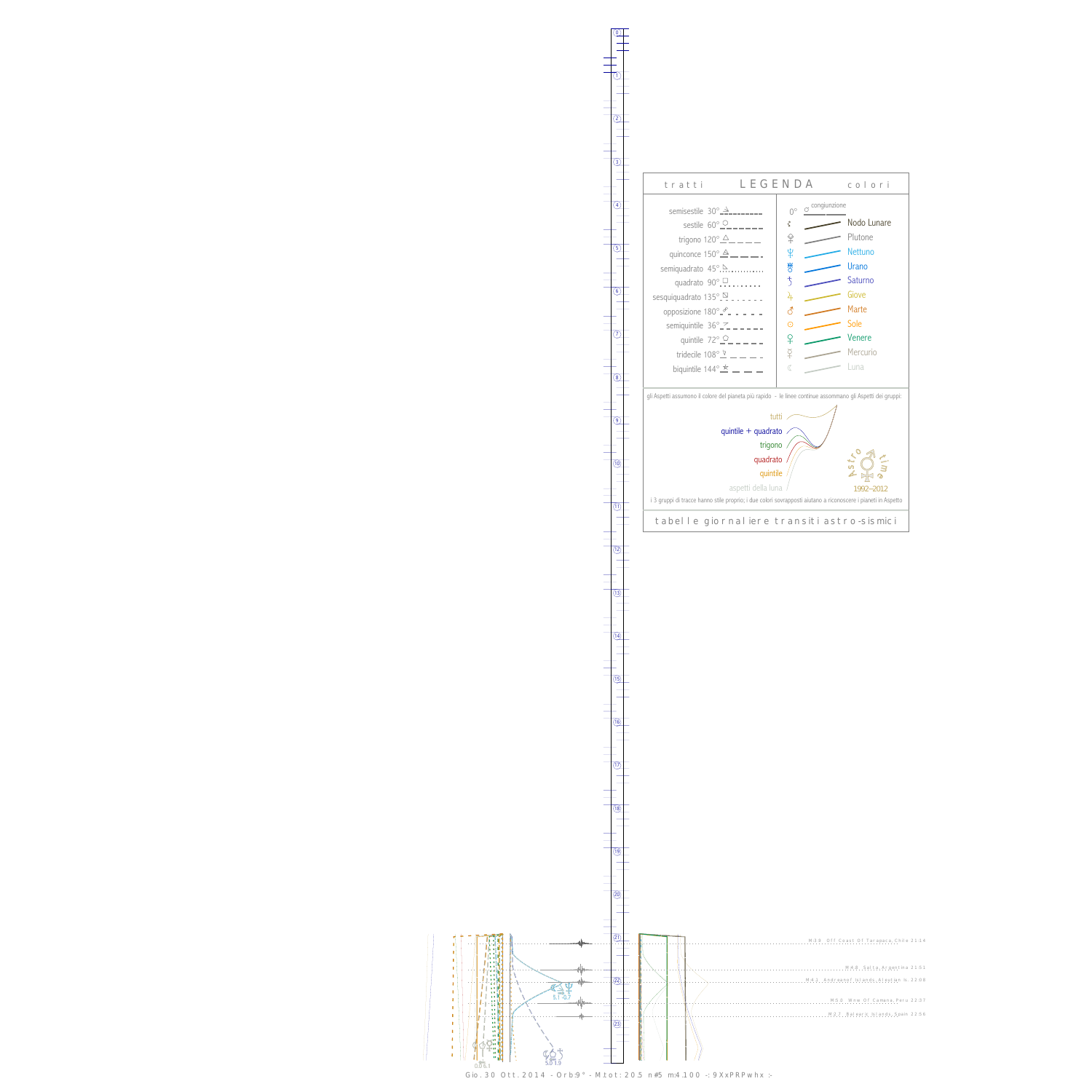## tratti LEGENDA colori

| tratti | colori |
|---|---|
| semisestile 30° | 0° congiunzione |
| sestile 60° | Nodo Lunare |
| trigono 120° | Plutone |
| quinconce 150° | Nettuno |
| semiquadrato 45° | Urano |
| quadrato 90° | Saturno |
| sesquiquadrato 135° | Giove |
| opposizione 180° | Marte |
| semiquintile 36° | Sole |
| quintile 72° | Venere |
| tridecile 108° | Mercurio |
| biquintile 144° | Luna |

gli Aspetti assumono il colore del pianeta più rapido - le linee continue assommano gli Aspetti dei gruppi:

- tutti
- quintile + quadrato
- trigono
- quadrato
- quintile
- aspetti della luna

Astro time 1992–2012

i 3 gruppi di tracce hanno stile proprio; i due colori sovrapposti aiutano a riconoscere i pianeti in Aspetto

tabelle giornaliere transiti astro-sismici

M 3.9 Off Coast Of Tarapaca, Chile 21:14

M 4.8 Salta, Argentina 21:51

M 4.1 Andreanof Islands, Aleutian Is. 22:08

M 5.0 Wnw Of Camana, Peru 22:37

M 2.7 Balearic Islands, Spain 22:56

5.1 -0.7

0.0 6.1

5.0 1.9

Gio. 30 Ott. 2014 - Orb:9° - M.tot: 20.5 n#5 m:4.100 -: 9XxPRPwhx :-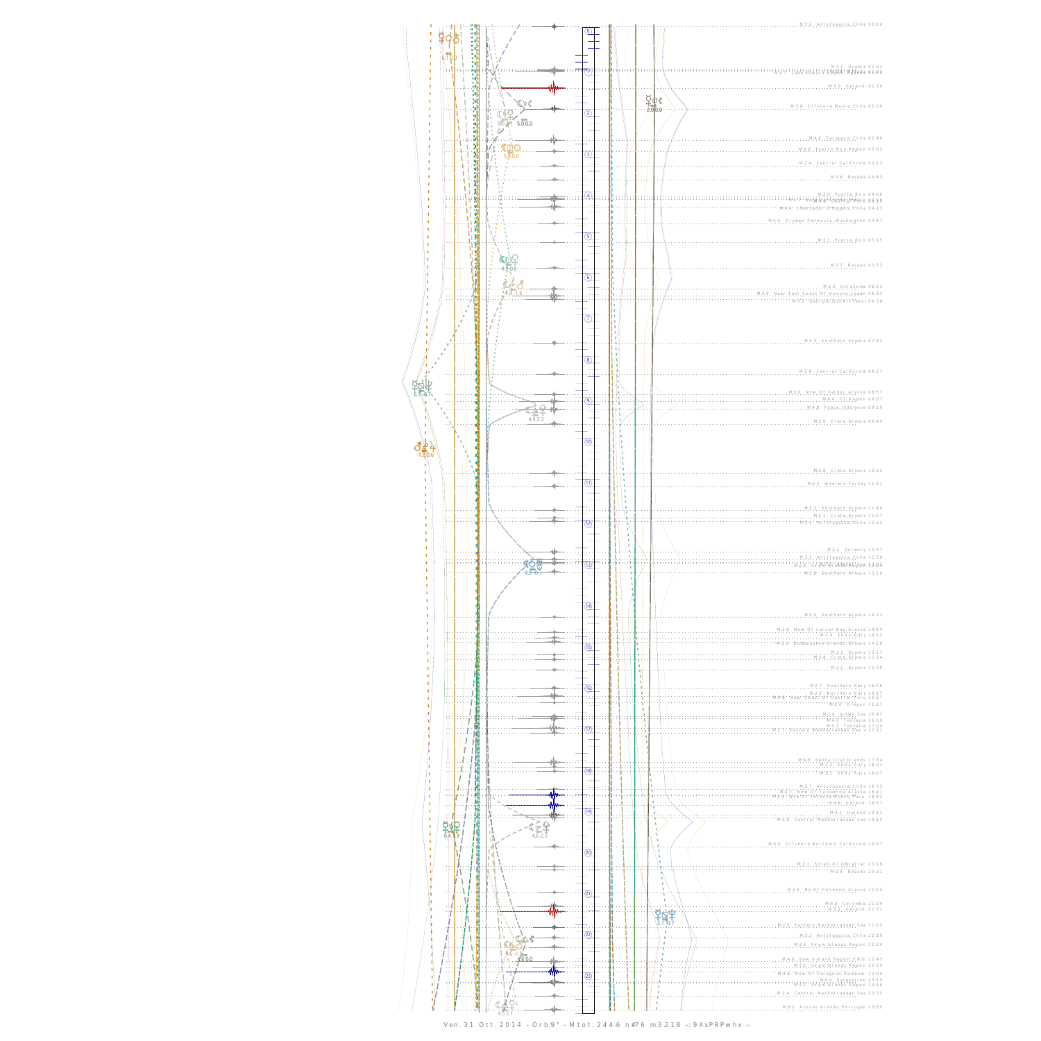M 3.2 Antofagasta Chile 00:00
M 2.1 Greece 01:02
M 5.0 Iceland 01:30
M 3.8 Offshore Maule Chile 02:00
M 4.8 Tarapaca Chile 02:46
M 3.8 Puerto Rico Region 03:02
M 2.4 Central California 03:23
M 2.8 Nevada 03:43
M 2.4 Puerto Rico 04:08
M 4.4 Libertador O'Higgins Chile 04:23
M 2.5 Olympic Peninsula Washington 04:47
M 2.3 Puerto Rico 05:15
M 2.7 Nevada 05:52
M 3.4 Oklahoma 06:23
M 4.0 Near East Coast Of Honshu Japan 06:33
M 3.2 Georgia Sak'Art'Velo 06:38
M 2.5 Southern Greece 07:42
M 2.8 Central California 08:27
M 3.0 Nnw Of Valdez Alaska 08:57
M 4.4 Fiji Region 09:07
M 4.8 Papua Indonesia 09:19
M 2.9 Crete Greece 09:40
M 2.8 Crete Greece 10:52
M 2.5 Western Turkey 11:11
M 2.3 Southern Greece 11:46
M 2.1 Crete Greece 11:57
M 3.4 Antofagasta Chile 12:02
M 3.2 Germany 12:47
M 3.3 Antofagasta Chile 12:58
M 2.9 Southern Greece 13:16
M 2.0 Southern Greece 14:22
M 2.8 Nnw Of Larsen Bay Alaska 14:44
M 2.1 Sicily Italy 14:52
M 3.0 Dodecanese Islands Greece 14:58
M 2.2 Greece 15:17
M 2.1 Crete Greece 15:24
M 2.2 Greece 15:39
M 2.7 Southern Italy 16:06
M 2.2 Northern Italy 16:17
M 4.4 Near Coast Of Central Peru 16:17
M 2.9 Oregon 16:27
M 2.8 Ionian Sea 16:47
M 4.5 Tanzania 16:50
M 5.1 Tanzania 17:04
M 2.7 Eastern Mediterranean Sea 17:11
M 4.9 Santa Cruz Islands 17:54
M 2.2 Sicily Italy 18:01
M 2.1 Sicily Italy 18:07
M 2.7 Antofagasta Chile 18:33
M 2.7 Nnw Of Yakutat Alaska 18:41
M 5.4 Near Coast Of Northern Peru 18:42
M 4.8 Iceland 18:57
M 4.1 Iceland 19:11
M 3.0 Central Mediterranean Sea 19:15
M 3.0 Offshore Northern California 19:57
M 2.1 Strait Of Gibraltar 20:26
M 2.4 Nevada 20:31
M 2.5 Ne Of Fishhook Alaska 21:04
M 4.6 Colombia 21:24
M 5.1 Iceland 21:32
M 2.5 Eastern Mediterranean Sea 21:55
M 3.2 Antofagasta Chile 22:10
M 3.4 Virgin Islands Region 22:24
M 4.8 New Ireland Region P.N.G. 22:45
M 3.7 Virgin Islands Region 22:54
M 4.6 Nnw Of Targoviste Romania 23:00
M 4.4 Kyrgyzstan 23:15
M 3.3 Virgin Islands Region 23:16
M 2.4 Central Mediterranean Sea 23:35
M 3.2 Azores Islands Portugal 23:55

Ven. 31 Ott. 2014 - Orb:9° - M.tot: 244.6 n#76 m:3.218 -: 9XxPRPwhx :-